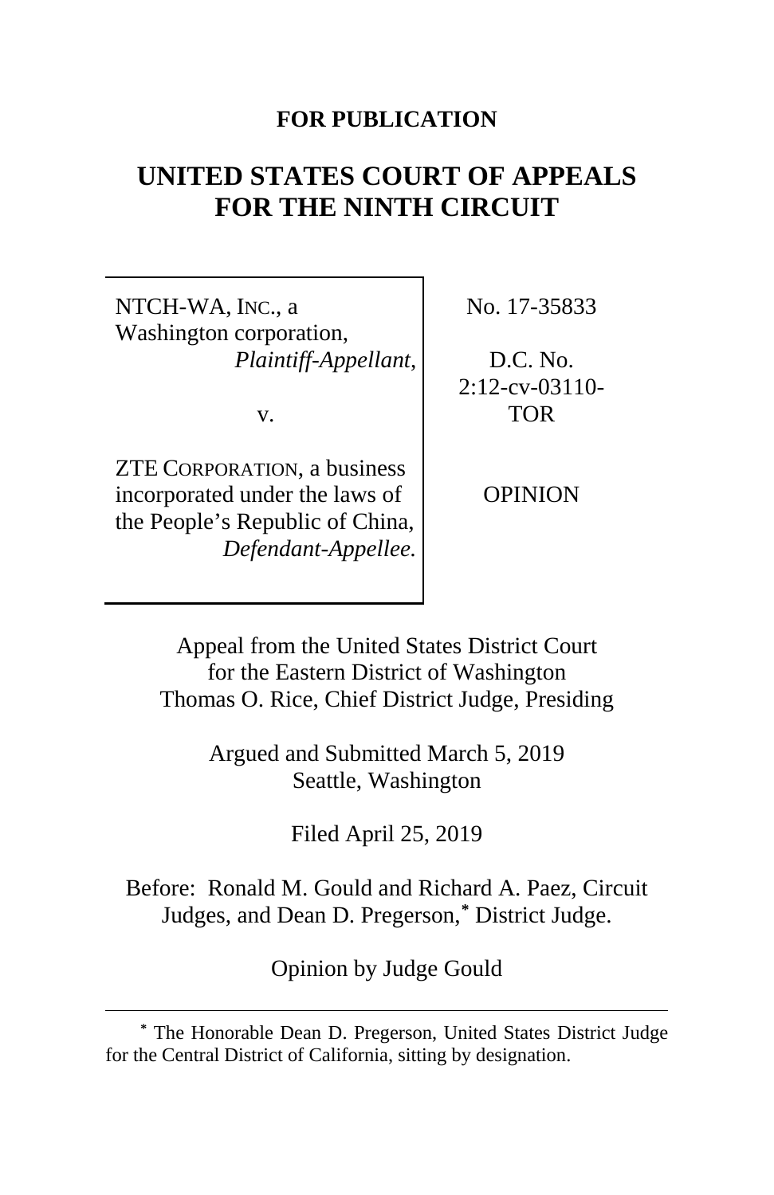**FOR PUBLICATION**

# UNITED STATES COURT OF APPEALS FOR THE NINTH CIRCUIT

| | |
|---|---|
| NTCH-WA, INC., a Washington corporation, *Plaintiff-Appellant*, v. ZTE CORPORATION, a business incorporated under the laws of the People's Republic of China, *Defendant-Appellee.* | No. 17-35833<br><br>D.C. No. 2:12-cv-03110-TOR<br><br>OPINION |

Appeal from the United States District Court for the Eastern District of Washington
Thomas O. Rice, Chief District Judge, Presiding

Argued and Submitted March 5, 2019
Seattle, Washington

Filed April 25, 2019

Before: Ronald M. Gould and Richard A. Paez, Circuit Judges, and Dean D. Pregerson,[*] District Judge.

Opinion by Judge Gould

---

[*] The Honorable Dean D. Pregerson, United States District Judge for the Central District of California, sitting by designation.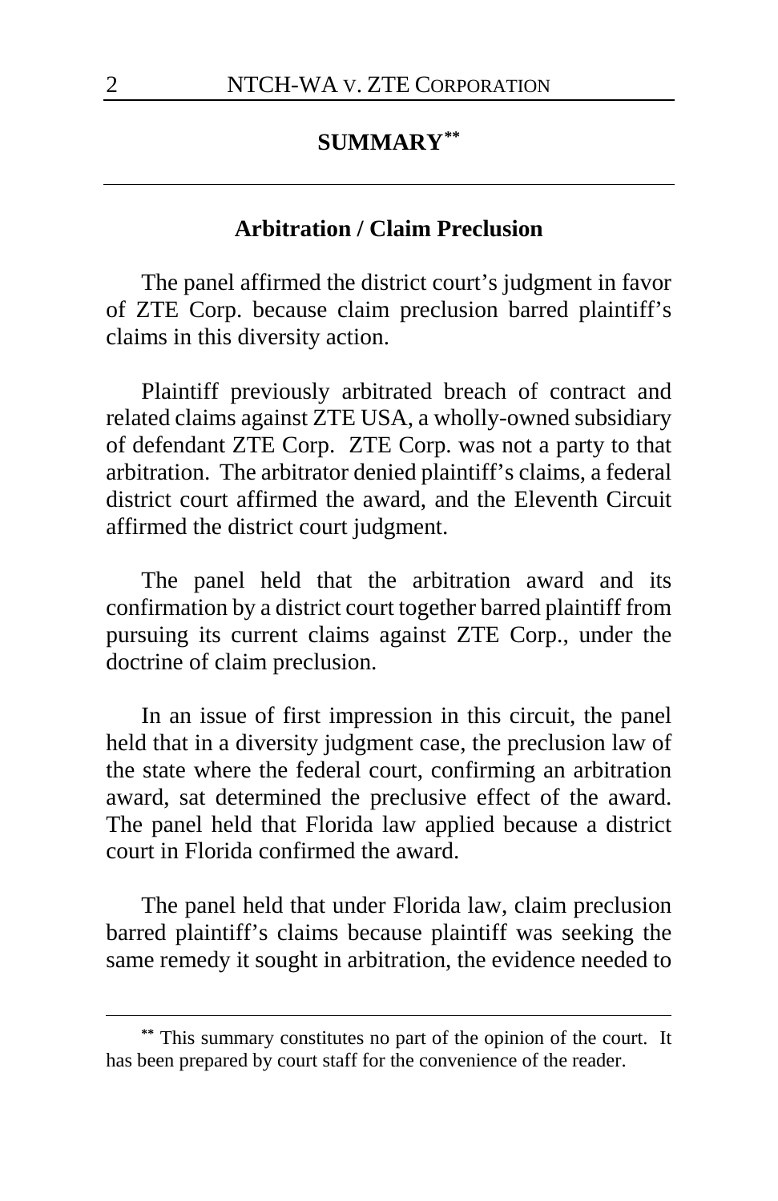## SUMMARY[**]

### Arbitration / Claim Preclusion

The panel affirmed the district court's judgment in favor of ZTE Corp. because claim preclusion barred plaintiff's claims in this diversity action.

Plaintiff previously arbitrated breach of contract and related claims against ZTE USA, a wholly-owned subsidiary of defendant ZTE Corp. ZTE Corp. was not a party to that arbitration. The arbitrator denied plaintiff's claims, a federal district court affirmed the award, and the Eleventh Circuit affirmed the district court judgment.

The panel held that the arbitration award and its confirmation by a district court together barred plaintiff from pursuing its current claims against ZTE Corp., under the doctrine of claim preclusion.

In an issue of first impression in this circuit, the panel held that in a diversity judgment case, the preclusion law of the state where the federal court, confirming an arbitration award, sat determined the preclusive effect of the award. The panel held that Florida law applied because a district court in Florida confirmed the award.

The panel held that under Florida law, claim preclusion barred plaintiff's claims because plaintiff was seeking the same remedy it sought in arbitration, the evidence needed to

---

[**] This summary constitutes no part of the opinion of the court. It has been prepared by court staff for the convenience of the reader.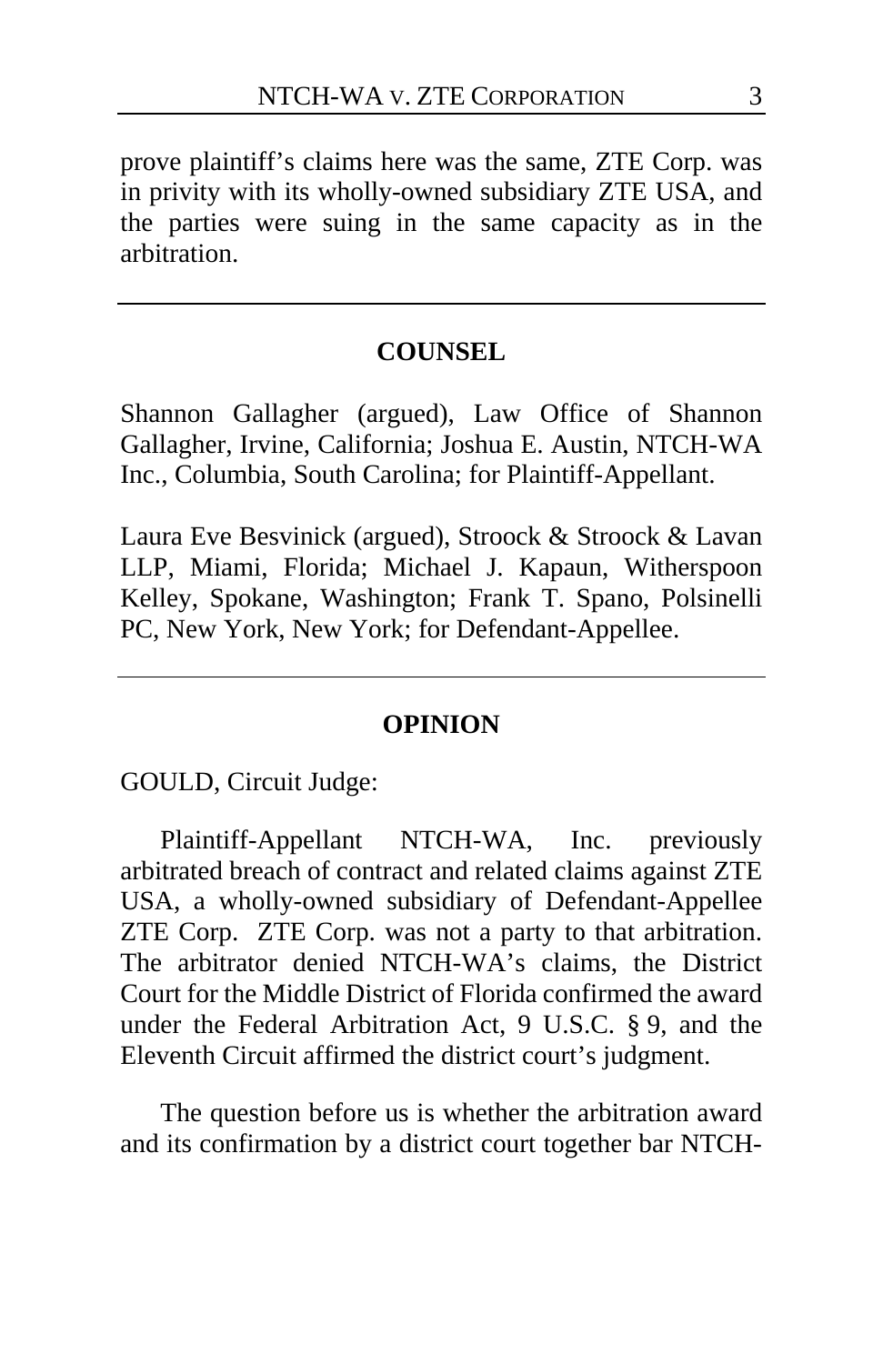prove plaintiff's claims here was the same, ZTE Corp. was in privity with its wholly-owned subsidiary ZTE USA, and the parties were suing in the same capacity as in the arbitration.

---

## COUNSEL

Shannon Gallagher (argued), Law Office of Shannon Gallagher, Irvine, California; Joshua E. Austin, NTCH-WA Inc., Columbia, South Carolina; for Plaintiff-Appellant.

Laura Eve Besvinick (argued), Stroock & Stroock & Lavan LLP, Miami, Florida; Michael J. Kapaun, Witherspoon Kelley, Spokane, Washington; Frank T. Spano, Polsinelli PC, New York, New York; for Defendant-Appellee.

---

## OPINION

GOULD, Circuit Judge:

Plaintiff-Appellant NTCH-WA, Inc. previously arbitrated breach of contract and related claims against ZTE USA, a wholly-owned subsidiary of Defendant-Appellee ZTE Corp. ZTE Corp. was not a party to that arbitration. The arbitrator denied NTCH-WA's claims, the District Court for the Middle District of Florida confirmed the award under the Federal Arbitration Act, 9 U.S.C. § 9, and the Eleventh Circuit affirmed the district court's judgment.

The question before us is whether the arbitration award and its confirmation by a district court together bar NTCH-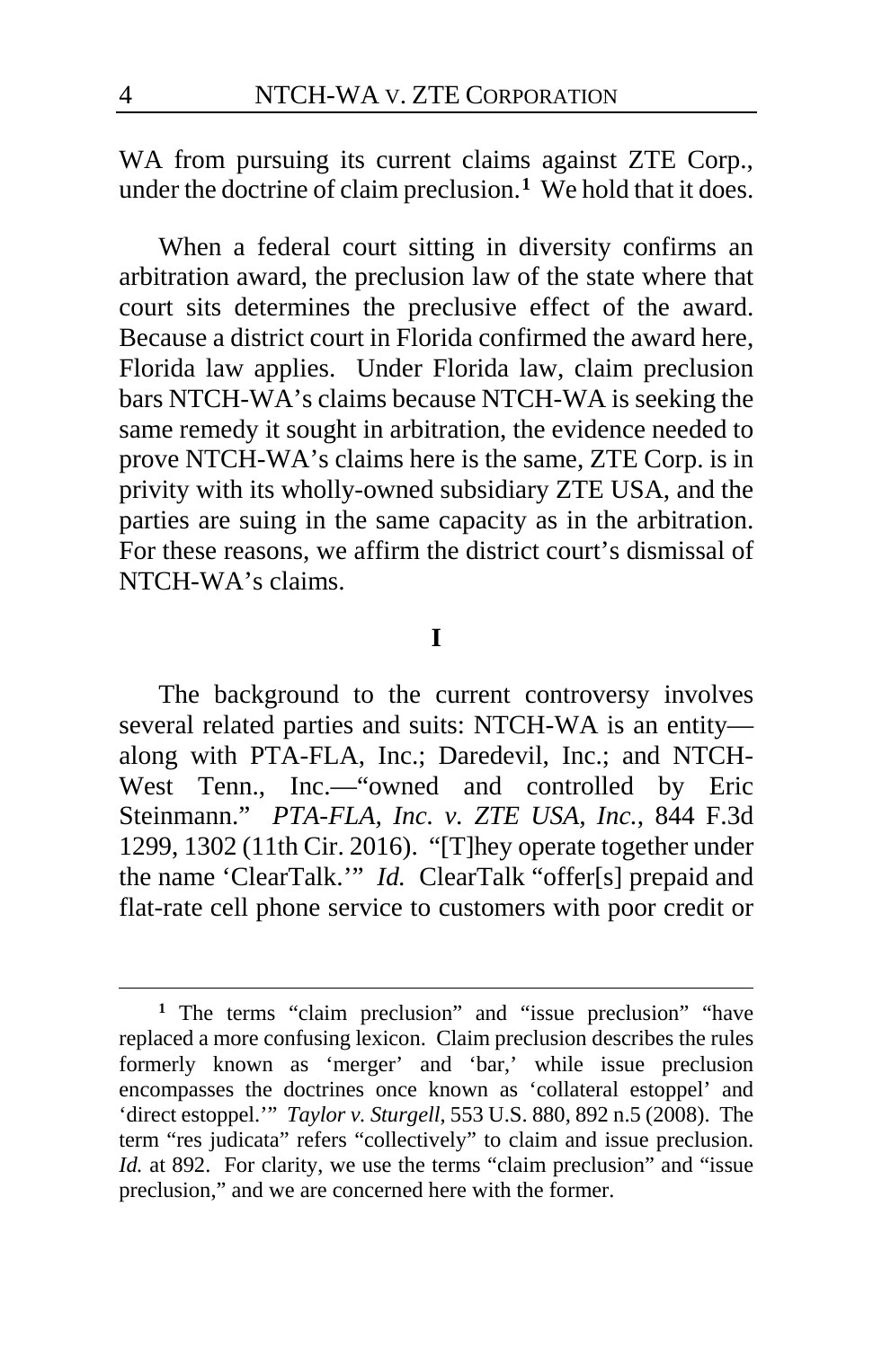WA from pursuing its current claims against ZTE Corp., under the doctrine of claim preclusion.[1] We hold that it does.

When a federal court sitting in diversity confirms an arbitration award, the preclusion law of the state where that court sits determines the preclusive effect of the award. Because a district court in Florida confirmed the award here, Florida law applies. Under Florida law, claim preclusion bars NTCH-WA's claims because NTCH-WA is seeking the same remedy it sought in arbitration, the evidence needed to prove NTCH-WA's claims here is the same, ZTE Corp. is in privity with its wholly-owned subsidiary ZTE USA, and the parties are suing in the same capacity as in the arbitration. For these reasons, we affirm the district court's dismissal of NTCH-WA's claims.

# I

The background to the current controversy involves several related parties and suits: NTCH-WA is an entity—along with PTA-FLA, Inc.; Daredevil, Inc.; and NTCH-West Tenn., Inc.—"owned and controlled by Eric Steinmann." *PTA-FLA, Inc. v. ZTE USA, Inc.*, 844 F.3d 1299, 1302 (11th Cir. 2016). "[T]hey operate together under the name 'ClearTalk.'" *Id.* ClearTalk "offer[s] prepaid and flat-rate cell phone service to customers with poor credit or

---

[1] The terms "claim preclusion" and "issue preclusion" "have replaced a more confusing lexicon. Claim preclusion describes the rules formerly known as 'merger' and 'bar,' while issue preclusion encompasses the doctrines once known as 'collateral estoppel' and 'direct estoppel.'" *Taylor v. Sturgell*, 553 U.S. 880, 892 n.5 (2008). The term "res judicata" refers "collectively" to claim and issue preclusion. *Id.* at 892. For clarity, we use the terms "claim preclusion" and "issue preclusion," and we are concerned here with the former.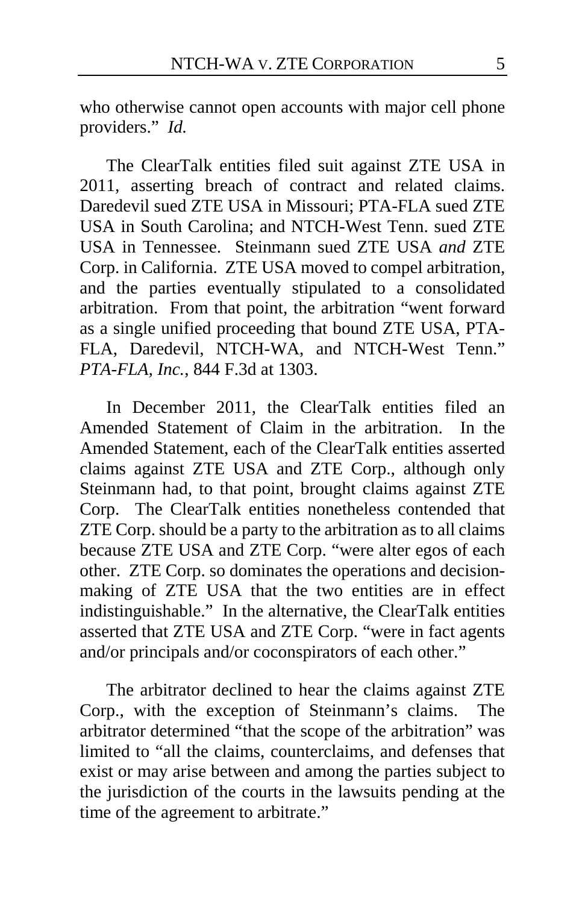who otherwise cannot open accounts with major cell phone providers." *Id.*

The ClearTalk entities filed suit against ZTE USA in 2011, asserting breach of contract and related claims. Daredevil sued ZTE USA in Missouri; PTA-FLA sued ZTE USA in South Carolina; and NTCH-West Tenn. sued ZTE USA in Tennessee. Steinmann sued ZTE USA *and* ZTE Corp. in California. ZTE USA moved to compel arbitration, and the parties eventually stipulated to a consolidated arbitration. From that point, the arbitration "went forward as a single unified proceeding that bound ZTE USA, PTA-FLA, Daredevil, NTCH-WA, and NTCH-West Tenn." *PTA-FLA, Inc.*, 844 F.3d at 1303.

In December 2011, the ClearTalk entities filed an Amended Statement of Claim in the arbitration. In the Amended Statement, each of the ClearTalk entities asserted claims against ZTE USA and ZTE Corp., although only Steinmann had, to that point, brought claims against ZTE Corp. The ClearTalk entities nonetheless contended that ZTE Corp. should be a party to the arbitration as to all claims because ZTE USA and ZTE Corp. "were alter egos of each other. ZTE Corp. so dominates the operations and decision-making of ZTE USA that the two entities are in effect indistinguishable." In the alternative, the ClearTalk entities asserted that ZTE USA and ZTE Corp. "were in fact agents and/or principals and/or coconspirators of each other."

The arbitrator declined to hear the claims against ZTE Corp., with the exception of Steinmann's claims. The arbitrator determined "that the scope of the arbitration" was limited to "all the claims, counterclaims, and defenses that exist or may arise between and among the parties subject to the jurisdiction of the courts in the lawsuits pending at the time of the agreement to arbitrate."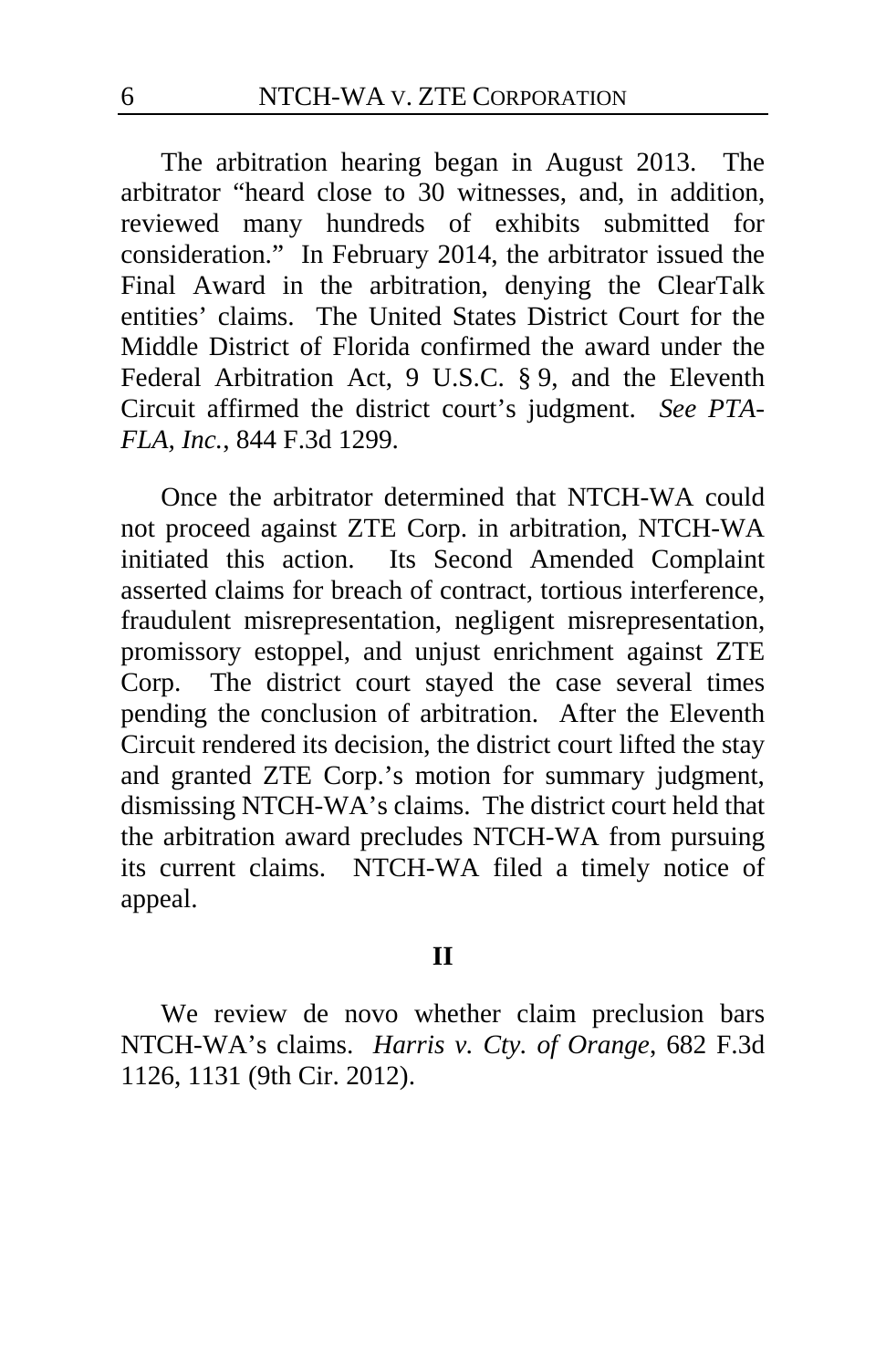The arbitration hearing began in August 2013. The arbitrator "heard close to 30 witnesses, and, in addition, reviewed many hundreds of exhibits submitted for consideration." In February 2014, the arbitrator issued the Final Award in the arbitration, denying the ClearTalk entities' claims. The United States District Court for the Middle District of Florida confirmed the award under the Federal Arbitration Act, 9 U.S.C. § 9, and the Eleventh Circuit affirmed the district court's judgment. *See PTA-FLA, Inc.*, 844 F.3d 1299.

Once the arbitrator determined that NTCH-WA could not proceed against ZTE Corp. in arbitration, NTCH-WA initiated this action. Its Second Amended Complaint asserted claims for breach of contract, tortious interference, fraudulent misrepresentation, negligent misrepresentation, promissory estoppel, and unjust enrichment against ZTE Corp. The district court stayed the case several times pending the conclusion of arbitration. After the Eleventh Circuit rendered its decision, the district court lifted the stay and granted ZTE Corp.'s motion for summary judgment, dismissing NTCH-WA's claims. The district court held that the arbitration award precludes NTCH-WA from pursuing its current claims. NTCH-WA filed a timely notice of appeal.

## II

We review de novo whether claim preclusion bars NTCH-WA's claims. *Harris v. Cty. of Orange*, 682 F.3d 1126, 1131 (9th Cir. 2012).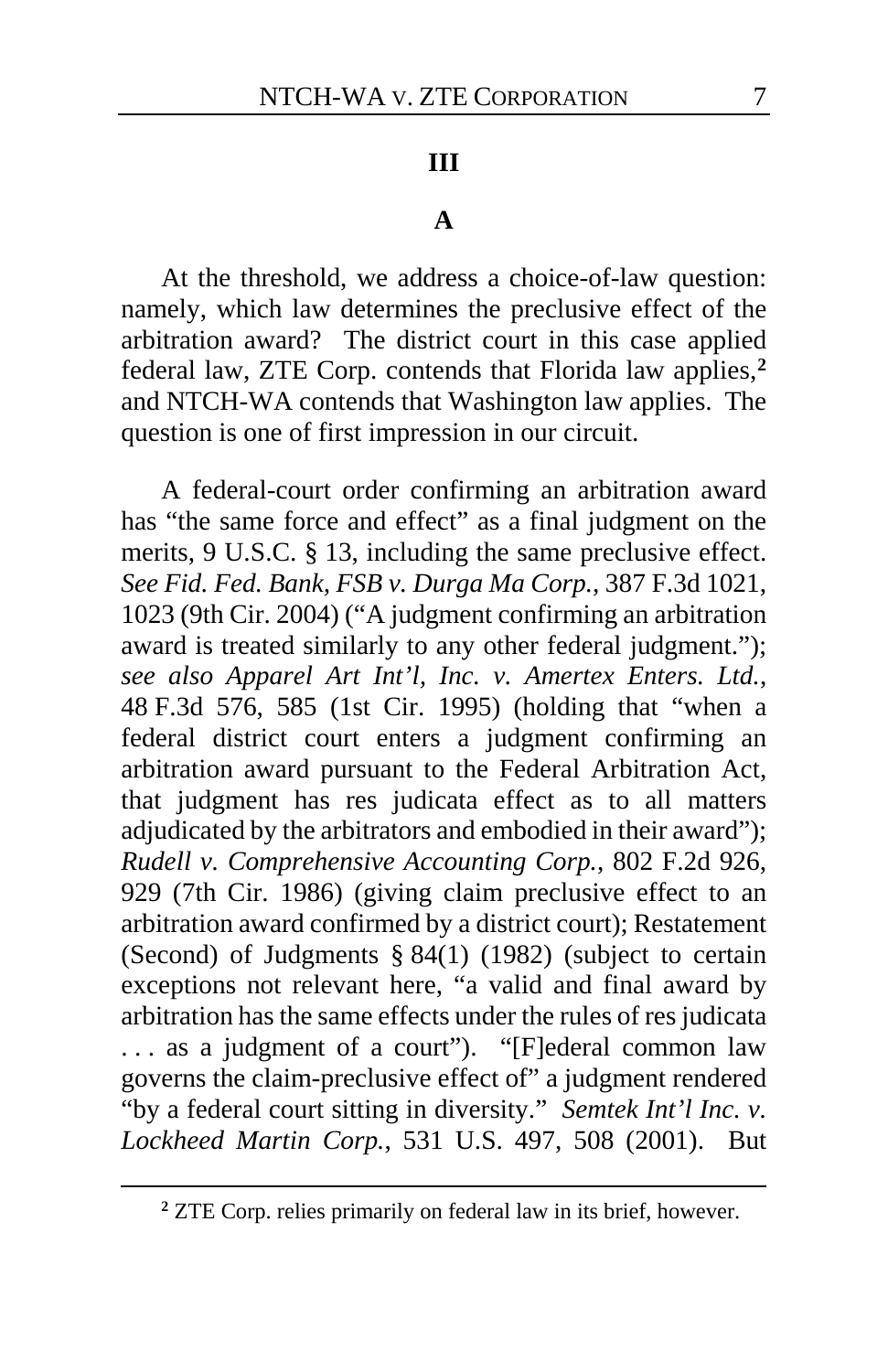### III

### A

At the threshold, we address a choice-of-law question: namely, which law determines the preclusive effect of the arbitration award? The district court in this case applied federal law, ZTE Corp. contends that Florida law applies,[2] and NTCH-WA contends that Washington law applies. The question is one of first impression in our circuit.

A federal-court order confirming an arbitration award has "the same force and effect" as a final judgment on the merits, 9 U.S.C. § 13, including the same preclusive effect. *See Fid. Fed. Bank, FSB v. Durga Ma Corp.*, 387 F.3d 1021, 1023 (9th Cir. 2004) ("A judgment confirming an arbitration award is treated similarly to any other federal judgment."); *see also Apparel Art Int'l, Inc. v. Amertex Enters. Ltd.*, 48 F.3d 576, 585 (1st Cir. 1995) (holding that "when a federal district court enters a judgment confirming an arbitration award pursuant to the Federal Arbitration Act, that judgment has res judicata effect as to all matters adjudicated by the arbitrators and embodied in their award"); *Rudell v. Comprehensive Accounting Corp.*, 802 F.2d 926, 929 (7th Cir. 1986) (giving claim preclusive effect to an arbitration award confirmed by a district court); Restatement (Second) of Judgments § 84(1) (1982) (subject to certain exceptions not relevant here, "a valid and final award by arbitration has the same effects under the rules of res judicata . . . as a judgment of a court"). "[F]ederal common law governs the claim-preclusive effect of" a judgment rendered "by a federal court sitting in diversity." *Semtek Int'l Inc. v. Lockheed Martin Corp.*, 531 U.S. 497, 508 (2001). But

[2] ZTE Corp. relies primarily on federal law in its brief, however.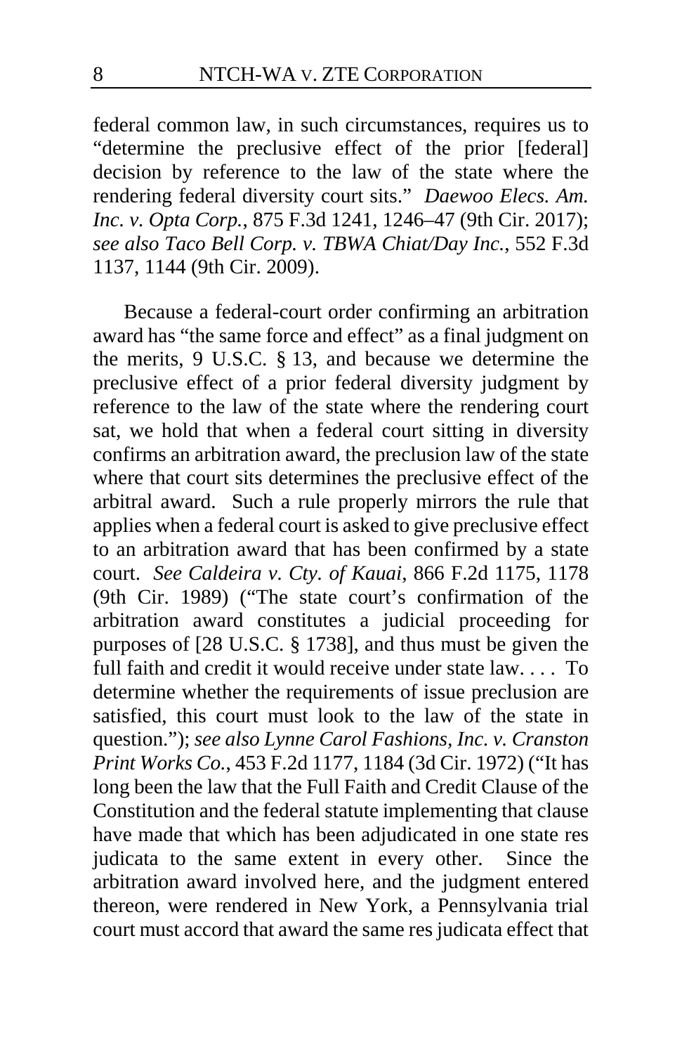federal common law, in such circumstances, requires us to "determine the preclusive effect of the prior [federal] decision by reference to the law of the state where the rendering federal diversity court sits." *Daewoo Elecs. Am. Inc. v. Opta Corp.*, 875 F.3d 1241, 1246–47 (9th Cir. 2017); *see also Taco Bell Corp. v. TBWA Chiat/Day Inc.*, 552 F.3d 1137, 1144 (9th Cir. 2009).

Because a federal-court order confirming an arbitration award has "the same force and effect" as a final judgment on the merits, 9 U.S.C. § 13, and because we determine the preclusive effect of a prior federal diversity judgment by reference to the law of the state where the rendering court sat, we hold that when a federal court sitting in diversity confirms an arbitration award, the preclusion law of the state where that court sits determines the preclusive effect of the arbitral award. Such a rule properly mirrors the rule that applies when a federal court is asked to give preclusive effect to an arbitration award that has been confirmed by a state court. *See Caldeira v. Cty. of Kauai*, 866 F.2d 1175, 1178 (9th Cir. 1989) ("The state court's confirmation of the arbitration award constitutes a judicial proceeding for purposes of [28 U.S.C. § 1738], and thus must be given the full faith and credit it would receive under state law. . . . To determine whether the requirements of issue preclusion are satisfied, this court must look to the law of the state in question."); *see also Lynne Carol Fashions, Inc. v. Cranston Print Works Co.*, 453 F.2d 1177, 1184 (3d Cir. 1972) ("It has long been the law that the Full Faith and Credit Clause of the Constitution and the federal statute implementing that clause have made that which has been adjudicated in one state res judicata to the same extent in every other. Since the arbitration award involved here, and the judgment entered thereon, were rendered in New York, a Pennsylvania trial court must accord that award the same res judicata effect that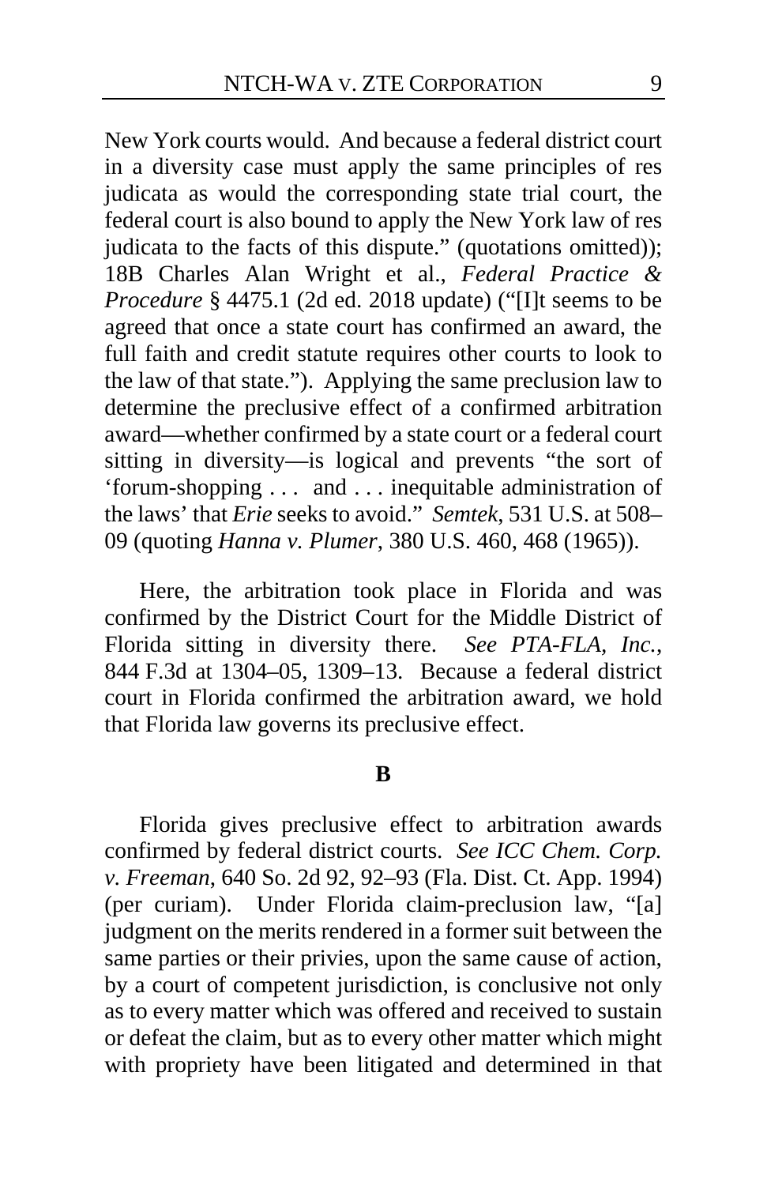New York courts would. And because a federal district court in a diversity case must apply the same principles of res judicata as would the corresponding state trial court, the federal court is also bound to apply the New York law of res judicata to the facts of this dispute." (quotations omitted)); 18B Charles Alan Wright et al., *Federal Practice & Procedure* § 4475.1 (2d ed. 2018 update) ("[I]t seems to be agreed that once a state court has confirmed an award, the full faith and credit statute requires other courts to look to the law of that state."). Applying the same preclusion law to determine the preclusive effect of a confirmed arbitration award—whether confirmed by a state court or a federal court sitting in diversity—is logical and prevents "the sort of 'forum-shopping . . . and . . . inequitable administration of the laws' that *Erie* seeks to avoid." *Semtek*, 531 U.S. at 508–09 (quoting *Hanna v. Plumer*, 380 U.S. 460, 468 (1965)).

Here, the arbitration took place in Florida and was confirmed by the District Court for the Middle District of Florida sitting in diversity there. *See PTA-FLA, Inc.*, 844 F.3d at 1304–05, 1309–13. Because a federal district court in Florida confirmed the arbitration award, we hold that Florida law governs its preclusive effect.

**B**

Florida gives preclusive effect to arbitration awards confirmed by federal district courts. *See ICC Chem. Corp. v. Freeman*, 640 So. 2d 92, 92–93 (Fla. Dist. Ct. App. 1994) (per curiam). Under Florida claim-preclusion law, "[a] judgment on the merits rendered in a former suit between the same parties or their privies, upon the same cause of action, by a court of competent jurisdiction, is conclusive not only as to every matter which was offered and received to sustain or defeat the claim, but as to every other matter which might with propriety have been litigated and determined in that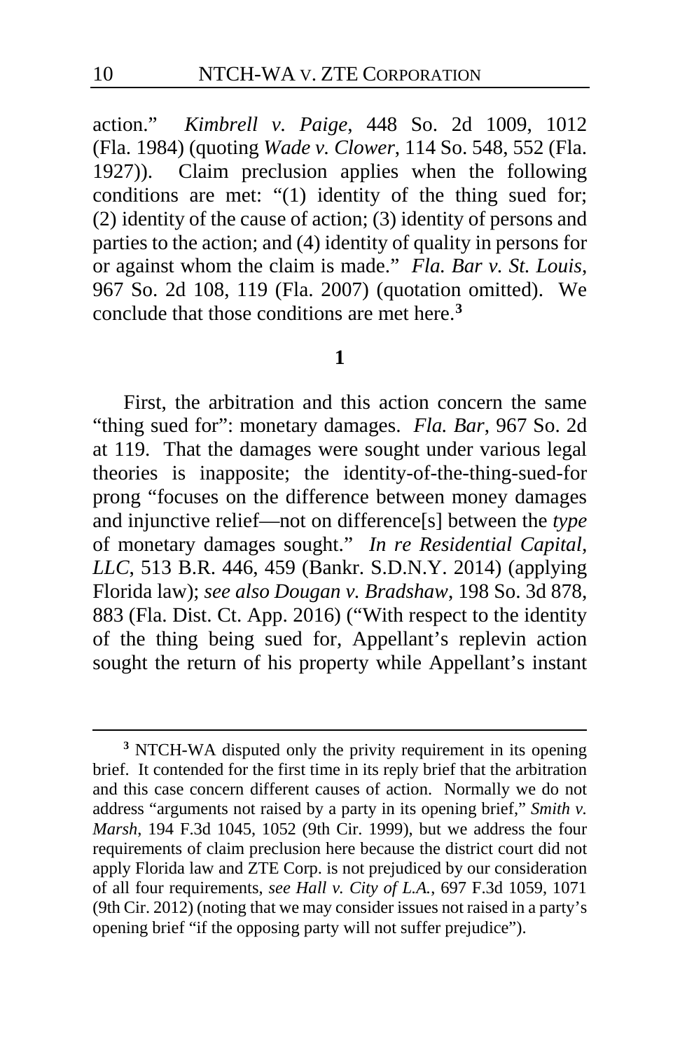action." *Kimbrell v. Paige*, 448 So. 2d 1009, 1012 (Fla. 1984) (quoting *Wade v. Clower*, 114 So. 548, 552 (Fla. 1927)). Claim preclusion applies when the following conditions are met: "(1) identity of the thing sued for; (2) identity of the cause of action; (3) identity of persons and parties to the action; and (4) identity of quality in persons for or against whom the claim is made." *Fla. Bar v. St. Louis*, 967 So. 2d 108, 119 (Fla. 2007) (quotation omitted). We conclude that those conditions are met here.[3]

**1**

First, the arbitration and this action concern the same "thing sued for": monetary damages. *Fla. Bar*, 967 So. 2d at 119. That the damages were sought under various legal theories is inapposite; the identity-of-the-thing-sued-for prong "focuses on the difference between money damages and injunctive relief—not on difference[s] between the *type* of monetary damages sought." *In re Residential Capital, LLC*, 513 B.R. 446, 459 (Bankr. S.D.N.Y. 2014) (applying Florida law); *see also Dougan v. Bradshaw*, 198 So. 3d 878, 883 (Fla. Dist. Ct. App. 2016) ("With respect to the identity of the thing being sued for, Appellant's replevin action sought the return of his property while Appellant's instant

---

[3] NTCH-WA disputed only the privity requirement in its opening brief. It contended for the first time in its reply brief that the arbitration and this case concern different causes of action. Normally we do not address "arguments not raised by a party in its opening brief," *Smith v. Marsh*, 194 F.3d 1045, 1052 (9th Cir. 1999), but we address the four requirements of claim preclusion here because the district court did not apply Florida law and ZTE Corp. is not prejudiced by our consideration of all four requirements, *see Hall v. City of L.A.*, 697 F.3d 1059, 1071 (9th Cir. 2012) (noting that we may consider issues not raised in a party's opening brief "if the opposing party will not suffer prejudice").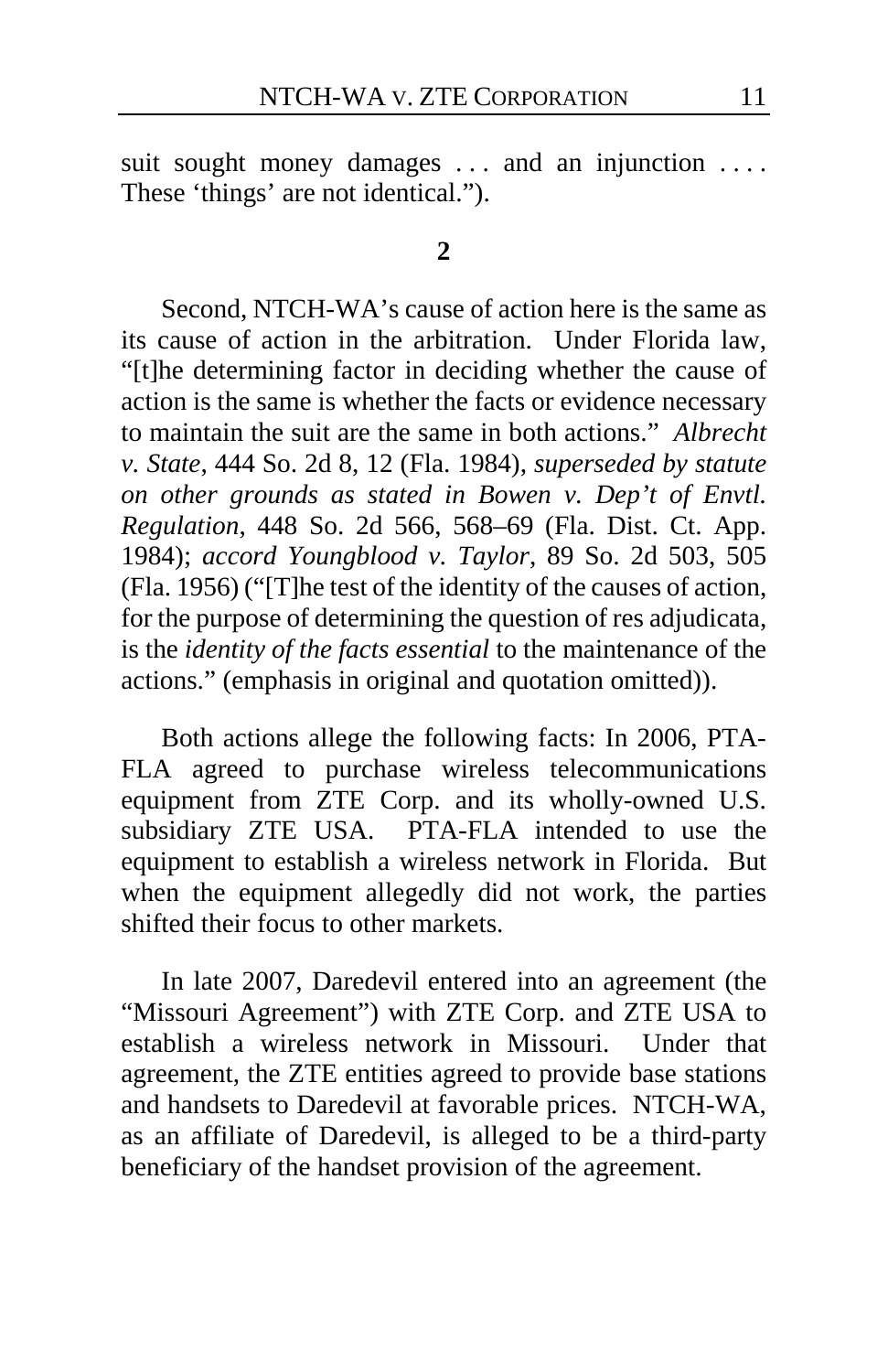suit sought money damages . . . and an injunction . . . . These 'things' are not identical.").

**2**

Second, NTCH-WA's cause of action here is the same as its cause of action in the arbitration. Under Florida law, "[t]he determining factor in deciding whether the cause of action is the same is whether the facts or evidence necessary to maintain the suit are the same in both actions." *Albrecht v. State*, 444 So. 2d 8, 12 (Fla. 1984), *superseded by statute on other grounds as stated in Bowen v. Dep't of Envtl. Regulation*, 448 So. 2d 566, 568–69 (Fla. Dist. Ct. App. 1984); *accord Youngblood v. Taylor*, 89 So. 2d 503, 505 (Fla. 1956) ("[T]he test of the identity of the causes of action, for the purpose of determining the question of res adjudicata, is the *identity of the facts essential* to the maintenance of the actions." (emphasis in original and quotation omitted)).

Both actions allege the following facts: In 2006, PTA-FLA agreed to purchase wireless telecommunications equipment from ZTE Corp. and its wholly-owned U.S. subsidiary ZTE USA. PTA-FLA intended to use the equipment to establish a wireless network in Florida. But when the equipment allegedly did not work, the parties shifted their focus to other markets.

In late 2007, Daredevil entered into an agreement (the "Missouri Agreement") with ZTE Corp. and ZTE USA to establish a wireless network in Missouri. Under that agreement, the ZTE entities agreed to provide base stations and handsets to Daredevil at favorable prices. NTCH-WA, as an affiliate of Daredevil, is alleged to be a third-party beneficiary of the handset provision of the agreement.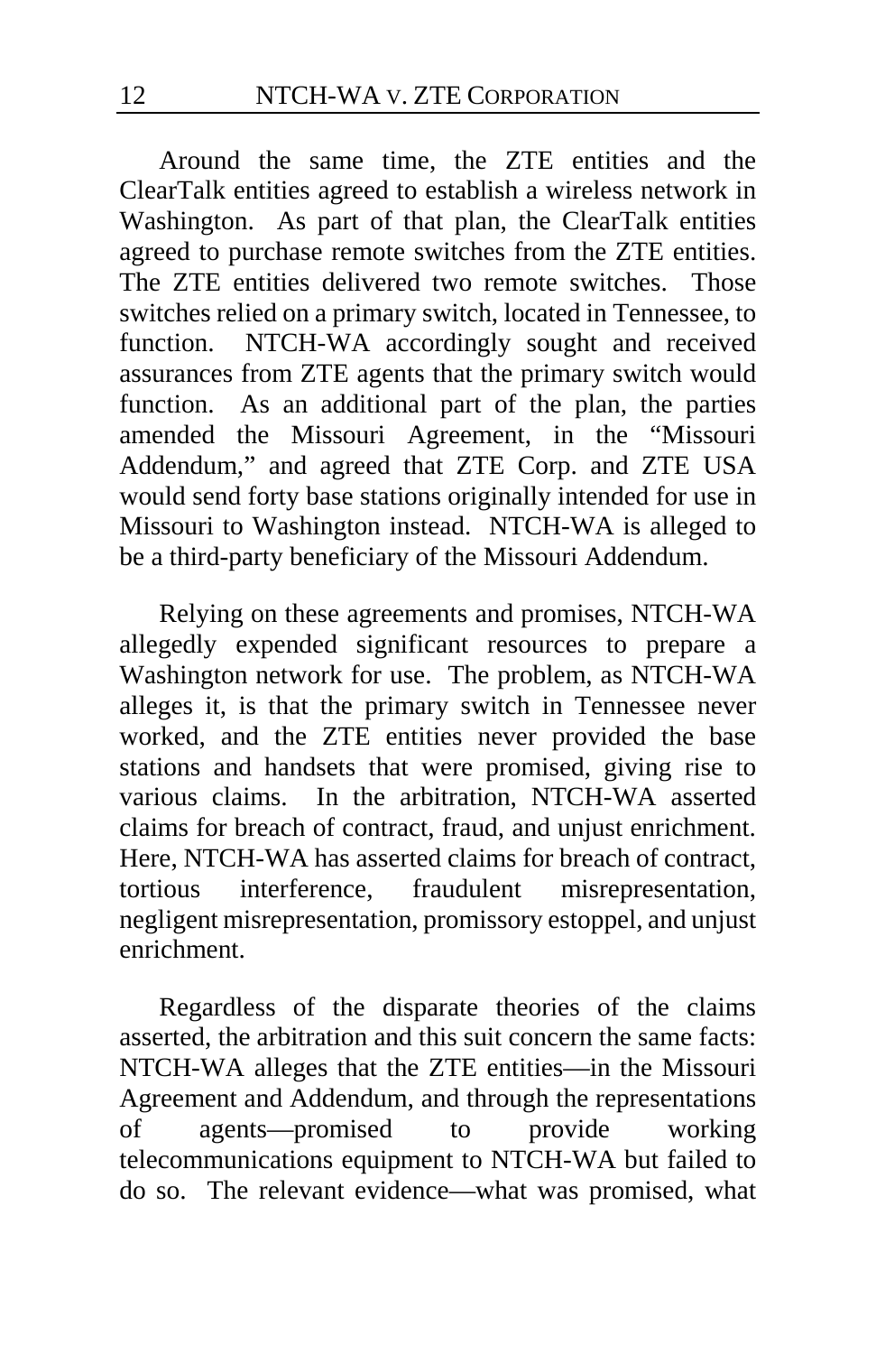Around the same time, the ZTE entities and the ClearTalk entities agreed to establish a wireless network in Washington. As part of that plan, the ClearTalk entities agreed to purchase remote switches from the ZTE entities. The ZTE entities delivered two remote switches. Those switches relied on a primary switch, located in Tennessee, to function. NTCH-WA accordingly sought and received assurances from ZTE agents that the primary switch would function. As an additional part of the plan, the parties amended the Missouri Agreement, in the "Missouri Addendum," and agreed that ZTE Corp. and ZTE USA would send forty base stations originally intended for use in Missouri to Washington instead. NTCH-WA is alleged to be a third-party beneficiary of the Missouri Addendum.

Relying on these agreements and promises, NTCH-WA allegedly expended significant resources to prepare a Washington network for use. The problem, as NTCH-WA alleges it, is that the primary switch in Tennessee never worked, and the ZTE entities never provided the base stations and handsets that were promised, giving rise to various claims. In the arbitration, NTCH-WA asserted claims for breach of contract, fraud, and unjust enrichment. Here, NTCH-WA has asserted claims for breach of contract, tortious interference, fraudulent misrepresentation, negligent misrepresentation, promissory estoppel, and unjust enrichment.

Regardless of the disparate theories of the claims asserted, the arbitration and this suit concern the same facts: NTCH-WA alleges that the ZTE entities—in the Missouri Agreement and Addendum, and through the representations of agents—promised to provide working telecommunications equipment to NTCH-WA but failed to do so. The relevant evidence—what was promised, what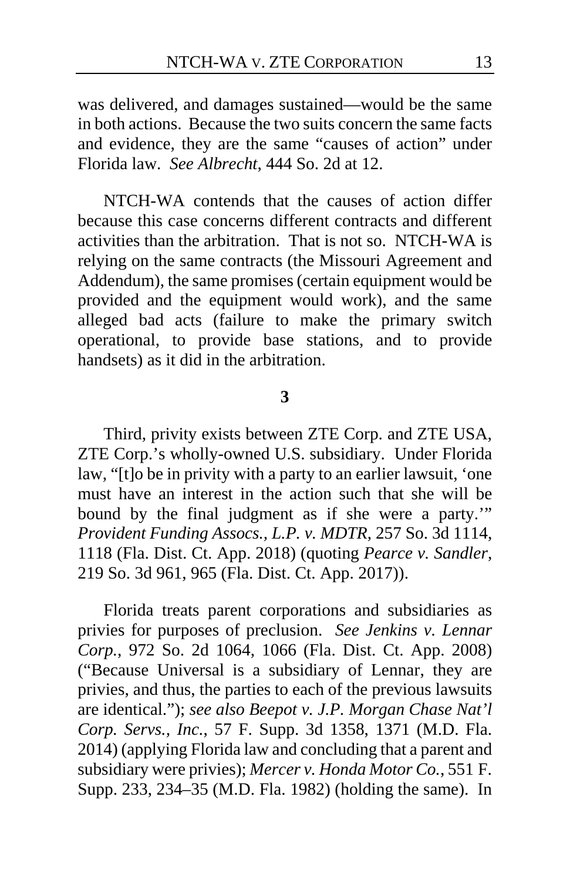was delivered, and damages sustained—would be the same in both actions. Because the two suits concern the same facts and evidence, they are the same "causes of action" under Florida law. *See Albrecht*, 444 So. 2d at 12.

NTCH-WA contends that the causes of action differ because this case concerns different contracts and different activities than the arbitration. That is not so. NTCH-WA is relying on the same contracts (the Missouri Agreement and Addendum), the same promises (certain equipment would be provided and the equipment would work), and the same alleged bad acts (failure to make the primary switch operational, to provide base stations, and to provide handsets) as it did in the arbitration.

**3**

Third, privity exists between ZTE Corp. and ZTE USA, ZTE Corp.'s wholly-owned U.S. subsidiary. Under Florida law, "[t]o be in privity with a party to an earlier lawsuit, 'one must have an interest in the action such that she will be bound by the final judgment as if she were a party.'" *Provident Funding Assocs., L.P. v. MDTR*, 257 So. 3d 1114, 1118 (Fla. Dist. Ct. App. 2018) (quoting *Pearce v. Sandler*, 219 So. 3d 961, 965 (Fla. Dist. Ct. App. 2017)).

Florida treats parent corporations and subsidiaries as privies for purposes of preclusion. *See Jenkins v. Lennar Corp.*, 972 So. 2d 1064, 1066 (Fla. Dist. Ct. App. 2008) ("Because Universal is a subsidiary of Lennar, they are privies, and thus, the parties to each of the previous lawsuits are identical."); *see also Beepot v. J.P. Morgan Chase Nat'l Corp. Servs., Inc.*, 57 F. Supp. 3d 1358, 1371 (M.D. Fla. 2014) (applying Florida law and concluding that a parent and subsidiary were privies); *Mercer v. Honda Motor Co.*, 551 F. Supp. 233, 234–35 (M.D. Fla. 1982) (holding the same). In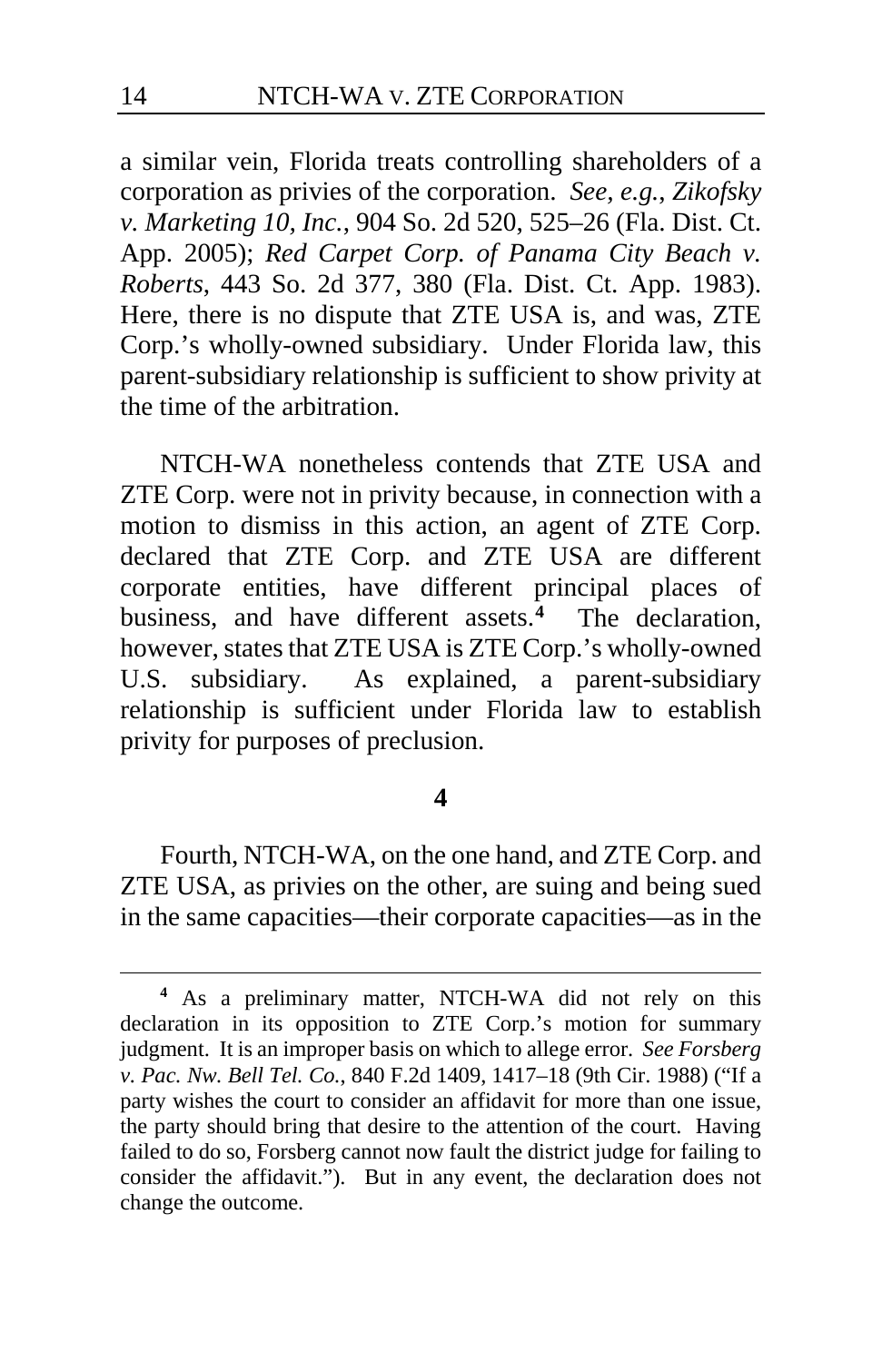a similar vein, Florida treats controlling shareholders of a corporation as privies of the corporation. *See, e.g.*, *Zikofsky v. Marketing 10, Inc.*, 904 So. 2d 520, 525–26 (Fla. Dist. Ct. App. 2005); *Red Carpet Corp. of Panama City Beach v. Roberts*, 443 So. 2d 377, 380 (Fla. Dist. Ct. App. 1983). Here, there is no dispute that ZTE USA is, and was, ZTE Corp.'s wholly-owned subsidiary. Under Florida law, this parent-subsidiary relationship is sufficient to show privity at the time of the arbitration.

NTCH-WA nonetheless contends that ZTE USA and ZTE Corp. were not in privity because, in connection with a motion to dismiss in this action, an agent of ZTE Corp. declared that ZTE Corp. and ZTE USA are different corporate entities, have different principal places of business, and have different assets.[4] The declaration, however, states that ZTE USA is ZTE Corp.'s wholly-owned U.S. subsidiary. As explained, a parent-subsidiary relationship is sufficient under Florida law to establish privity for purposes of preclusion.

**4**

Fourth, NTCH-WA, on the one hand, and ZTE Corp. and ZTE USA, as privies on the other, are suing and being sued in the same capacities—their corporate capacities—as in the

---

[4] As a preliminary matter, NTCH-WA did not rely on this declaration in its opposition to ZTE Corp.'s motion for summary judgment. It is an improper basis on which to allege error. *See Forsberg v. Pac. Nw. Bell Tel. Co.*, 840 F.2d 1409, 1417–18 (9th Cir. 1988) ("If a party wishes the court to consider an affidavit for more than one issue, the party should bring that desire to the attention of the court. Having failed to do so, Forsberg cannot now fault the district judge for failing to consider the affidavit."). But in any event, the declaration does not change the outcome.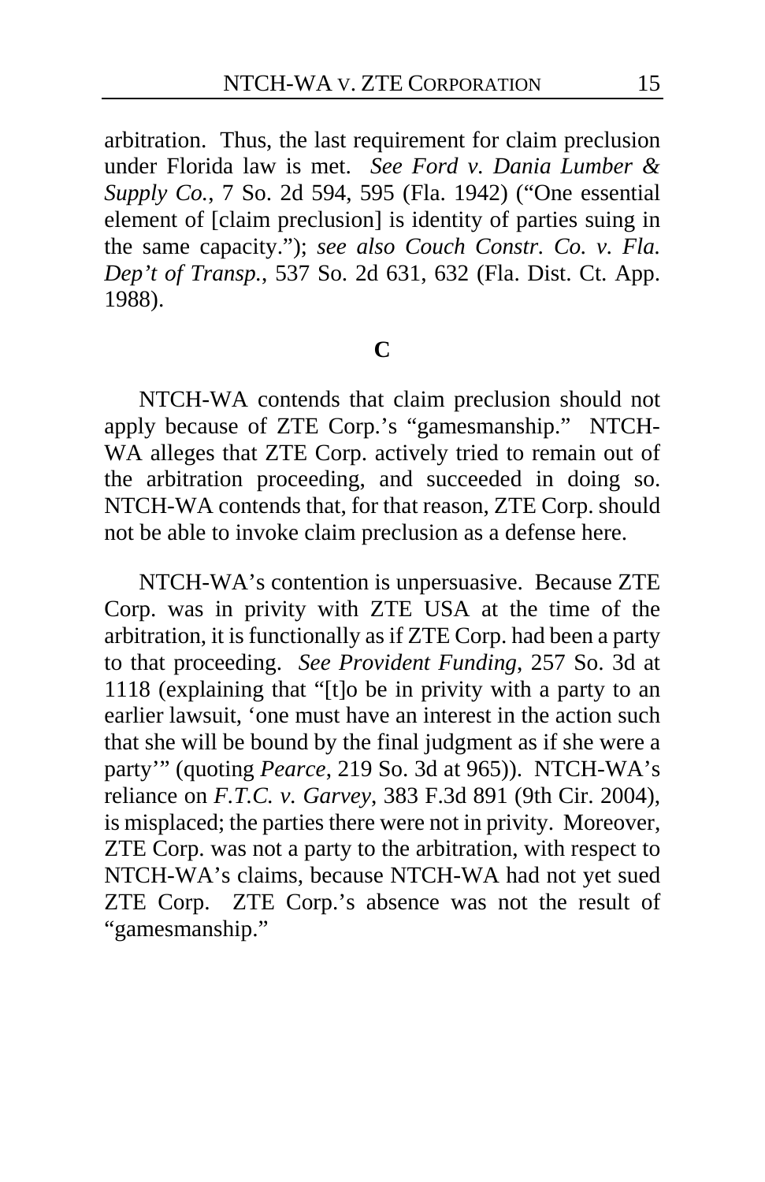arbitration. Thus, the last requirement for claim preclusion under Florida law is met. *See Ford v. Dania Lumber & Supply Co.*, 7 So. 2d 594, 595 (Fla. 1942) ("One essential element of [claim preclusion] is identity of parties suing in the same capacity."); *see also Couch Constr. Co. v. Fla. Dep't of Transp.*, 537 So. 2d 631, 632 (Fla. Dist. Ct. App. 1988).

### C

NTCH-WA contends that claim preclusion should not apply because of ZTE Corp.'s "gamesmanship." NTCH-WA alleges that ZTE Corp. actively tried to remain out of the arbitration proceeding, and succeeded in doing so. NTCH-WA contends that, for that reason, ZTE Corp. should not be able to invoke claim preclusion as a defense here.

NTCH-WA's contention is unpersuasive. Because ZTE Corp. was in privity with ZTE USA at the time of the arbitration, it is functionally as if ZTE Corp. had been a party to that proceeding. *See Provident Funding*, 257 So. 3d at 1118 (explaining that "[t]o be in privity with a party to an earlier lawsuit, 'one must have an interest in the action such that she will be bound by the final judgment as if she were a party'" (quoting *Pearce*, 219 So. 3d at 965)). NTCH-WA's reliance on *F.T.C. v. Garvey*, 383 F.3d 891 (9th Cir. 2004), is misplaced; the parties there were not in privity. Moreover, ZTE Corp. was not a party to the arbitration, with respect to NTCH-WA's claims, because NTCH-WA had not yet sued ZTE Corp. ZTE Corp.'s absence was not the result of "gamesmanship."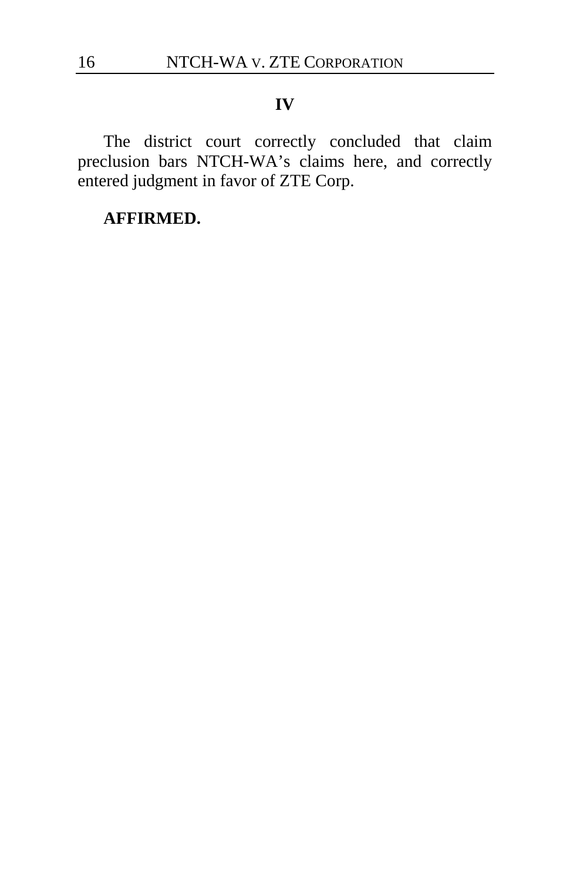## IV

The district court correctly concluded that claim preclusion bars NTCH-WA's claims here, and correctly entered judgment in favor of ZTE Corp.

**AFFIRMED.**